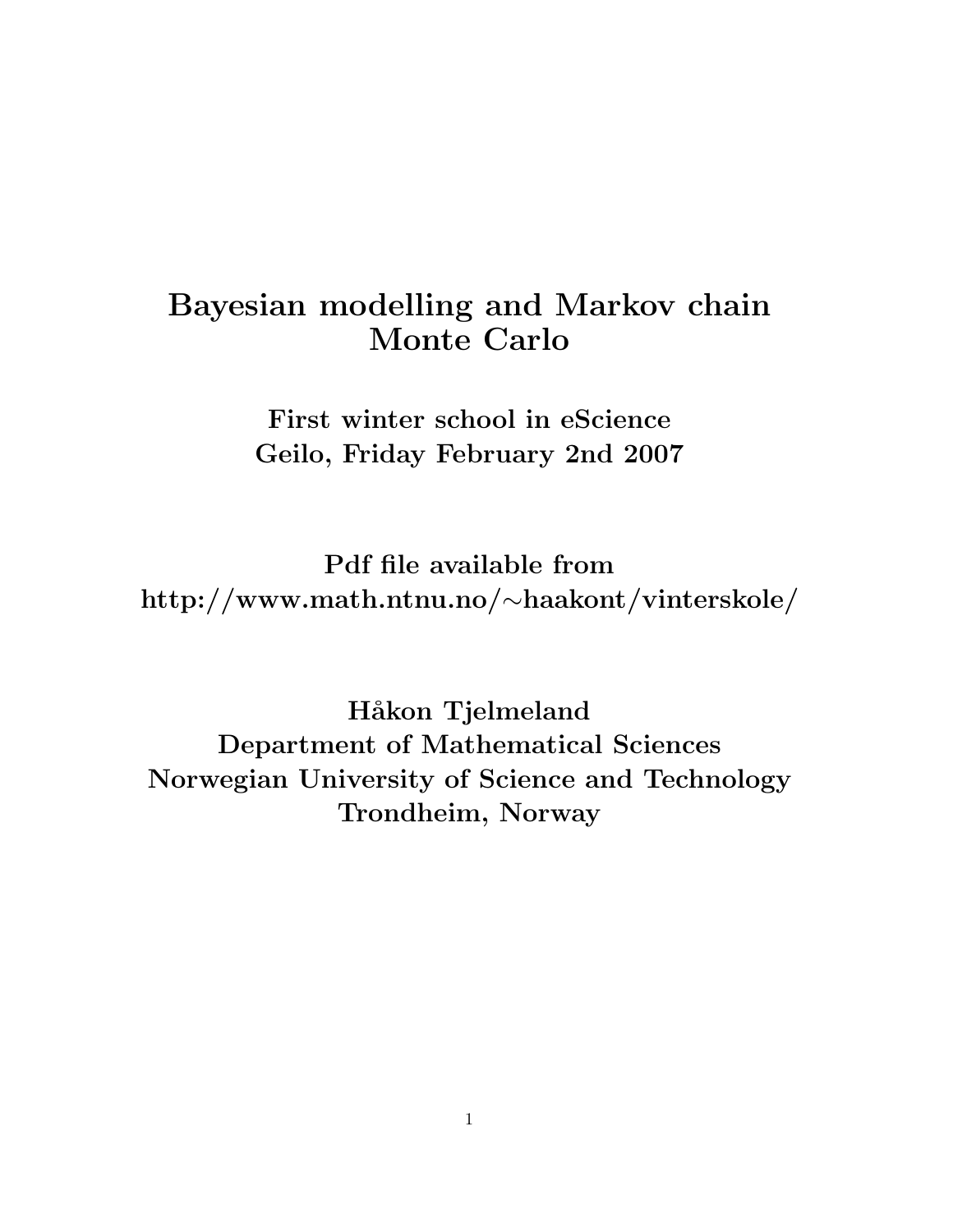# Bayesian modelling and Markov chain Monte Carlo

**First winter school in eScience**
**Geilo, Friday February 2nd 2007**

**Pdf file available from**
**http://www.math.ntnu.no/~haakont/vinterskole/**

**Håkon Tjelmeland**
**Department of Mathematical Sciences**
**Norwegian University of Science and Technology**
**Trondheim, Norway**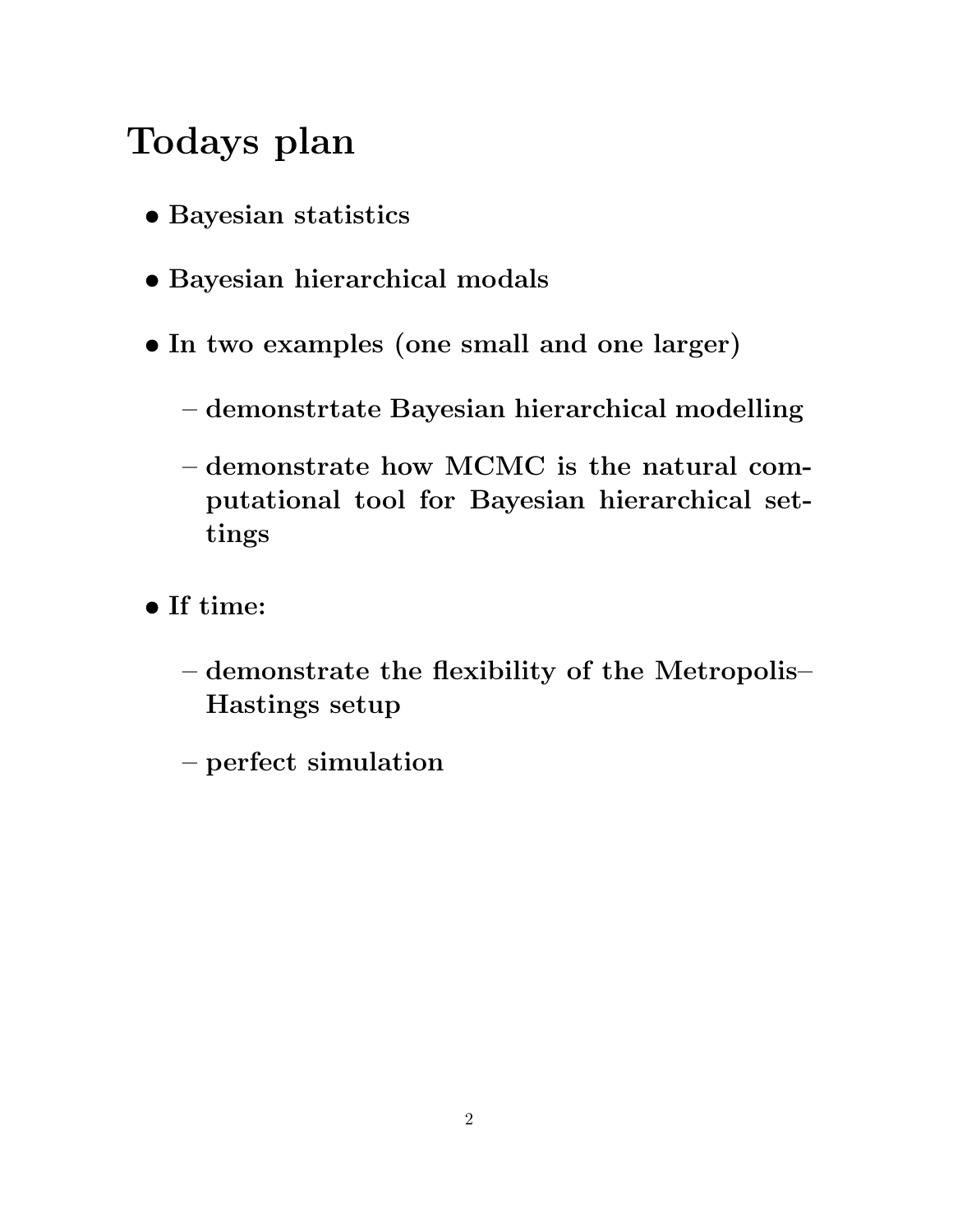# Todays plan

- **Bayesian statistics**
- **Bayesian hierarchical modals**
- **In two examples (one small and one larger)**
  - **demonstrtate Bayesian hierarchical modelling**
  - **demonstrate how MCMC is the natural computational tool for Bayesian hierarchical settings**
- **If time:**
  - **demonstrate the flexibility of the Metropolis–Hastings setup**
  - **perfect simulation**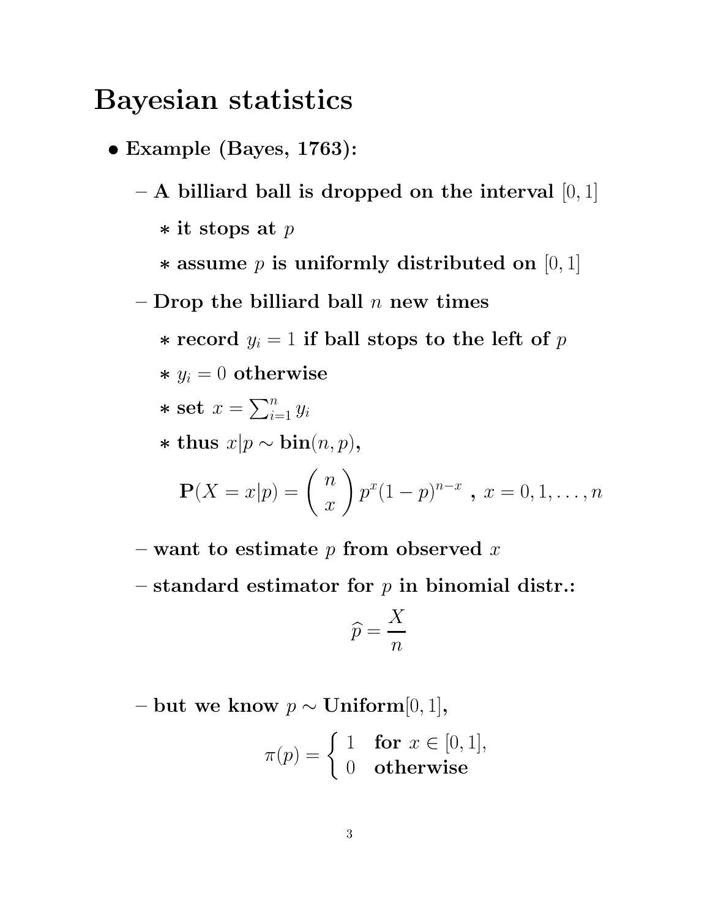# Bayesian statistics

- **Example (Bayes, 1763):**
  - **A billiard ball is dropped on the interval $[0, 1]$**
    - **it stops at $p$**
    - **assume $p$ is uniformly distributed on $[0, 1]$**
  - **Drop the billiard ball $n$ new times**
    - **record $y_i = 1$ if ball stops to the left of $p$**
    - **$y_i = 0$ otherwise**
    - **set $x = \sum_{i=1}^{n} y_i$**
    - **thus $x|p \sim \textbf{bin}(n, p)$,**

$$\mathbf{P}(X = x|p) = \binom{n}{x} p^x (1-p)^{n-x} \text{ , } x = 0, 1, \ldots, n$$

  - **want to estimate $p$ from observed $x$**
  - **standard estimator for $p$ in binomial distr.:**

$$\widehat{p} = \frac{X}{n}$$

  - **but we know $p \sim \textbf{Uniform}[0, 1]$,**

$$\pi(p) = \begin{cases} 1 & \textbf{for } x \in [0, 1], \\ 0 & \textbf{otherwise} \end{cases}$$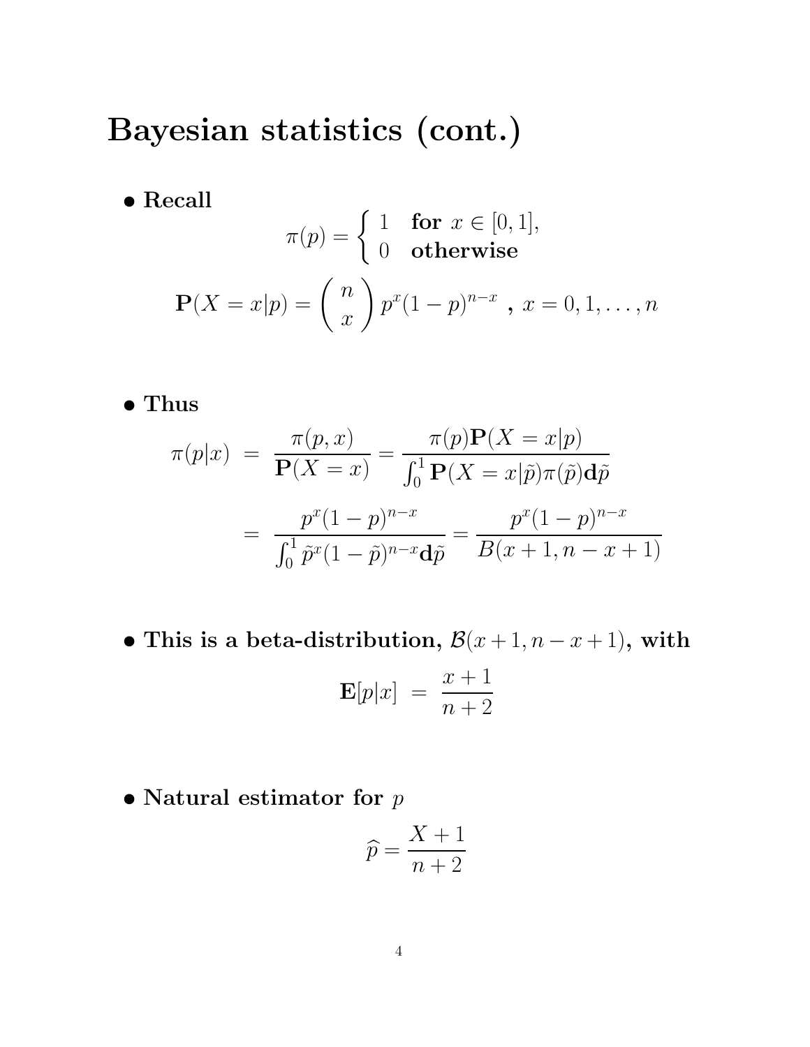# Bayesian statistics (cont.)

- **Recall**

$$\pi(p) = \begin{cases} 1 & \textbf{for } x \in [0,1], \\ 0 & \textbf{otherwise} \end{cases}$$

$$\mathbf{P}(X = x|p) = \binom{n}{x} p^x (1-p)^{n-x} \textbf{ , } x = 0, 1, \ldots, n$$

- **Thus**

$$\begin{aligned} \pi(p|x) &= \frac{\pi(p,x)}{\mathbf{P}(X=x)} = \frac{\pi(p)\mathbf{P}(X=x|p)}{\int_0^1 \mathbf{P}(X=x|\tilde{p})\pi(\tilde{p})\mathbf{d}\tilde{p}} \\ &= \frac{p^x(1-p)^{n-x}}{\int_0^1 \tilde{p}^x(1-\tilde{p})^{n-x}\mathbf{d}\tilde{p}} = \frac{p^x(1-p)^{n-x}}{B(x+1, n-x+1)} \end{aligned}$$

- **This is a beta-distribution, $\mathcal{B}(x+1, n-x+1)$, with**

$$\mathbf{E}[p|x] = \frac{x+1}{n+2}$$

- **Natural estimator for $p$**

$$\widehat{p} = \frac{X+1}{n+2}$$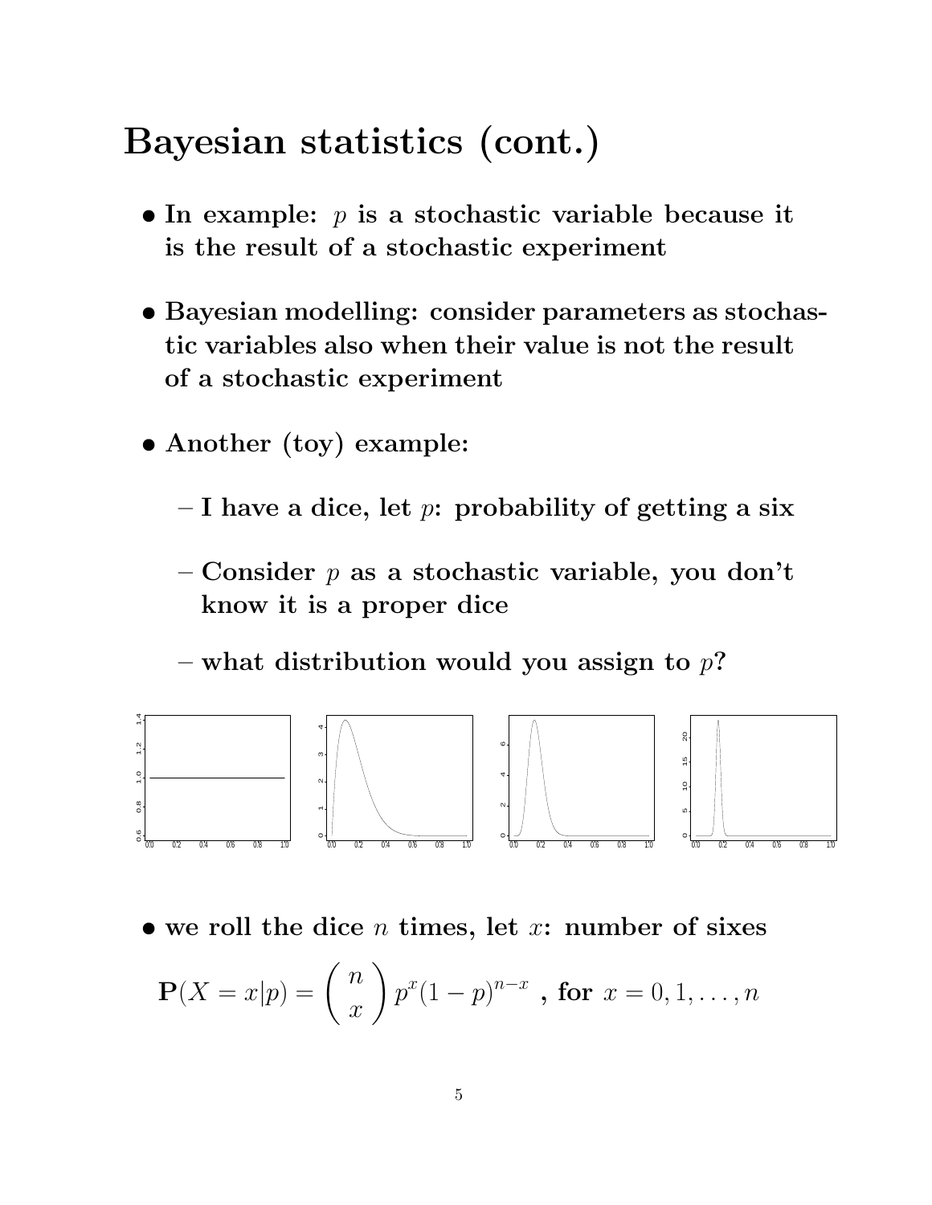# Bayesian statistics (cont.)

- **In example: $p$ is a stochastic variable because it is the result of a stochastic experiment**

- **Bayesian modelling: consider parameters as stochastic variables also when their value is not the result of a stochastic experiment**

- **Another (toy) example:**

  - **I have a dice, let $p$: probability of getting a six**

  - **Consider $p$ as a stochastic variable, you don't know it is a proper dice**

  - **what distribution would you assign to $p$?**

- **we roll the dice $n$ times, let $x$: number of sixes**

$$\mathbf{P}(X = x|p) = \binom{n}{x} p^x (1-p)^{n-x} \text{ , for } x = 0, 1, \ldots, n$$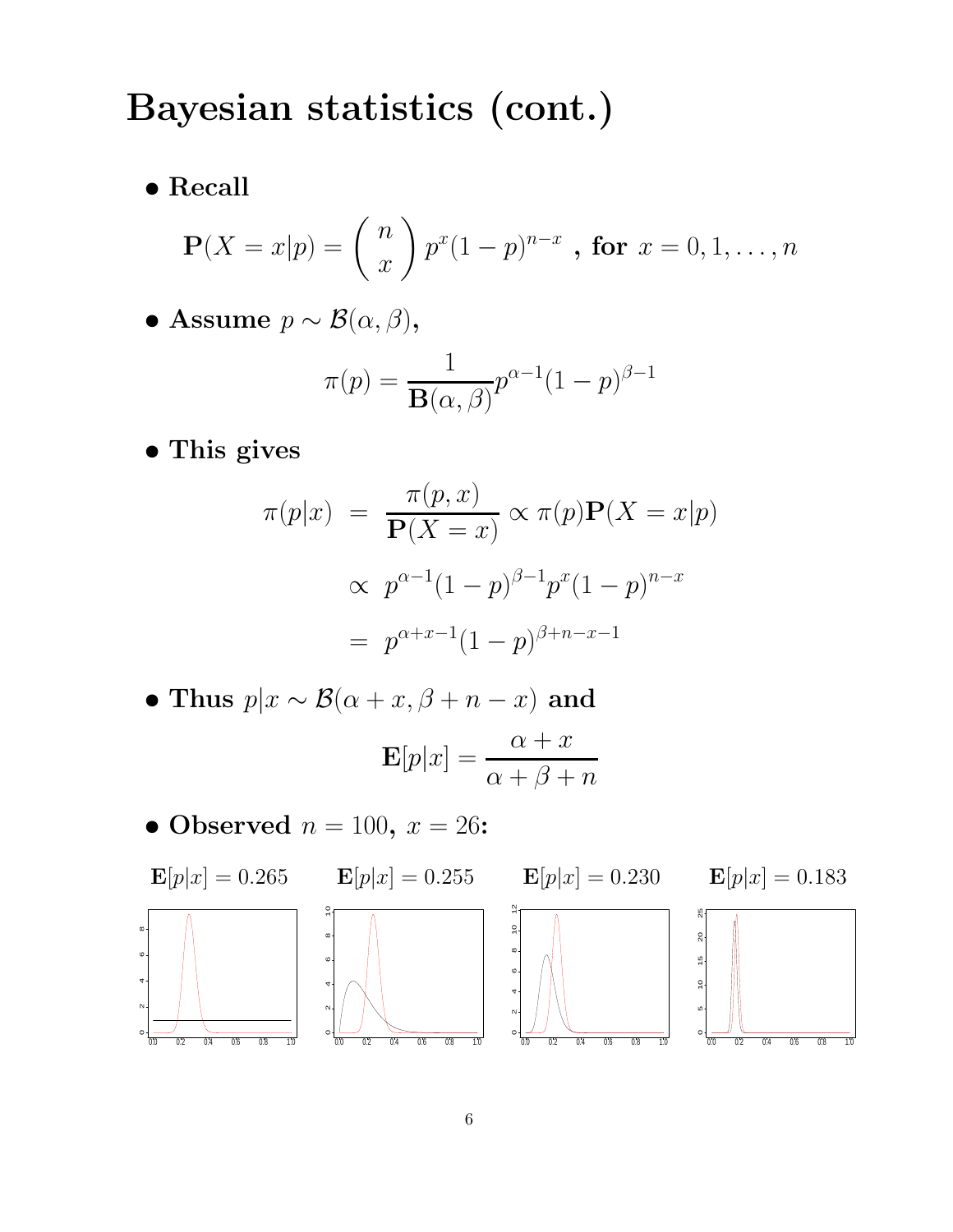# Bayesian statistics (cont.)

- **Recall**

$$\mathbf{P}(X = x|p) = \binom{n}{x} p^x(1-p)^{n-x} \text{ , for } x = 0, 1, \ldots, n$$

- **Assume** $p \sim \mathcal{B}(\alpha, \beta)$**,**

$$\pi(p) = \frac{1}{\mathbf{B}(\alpha, \beta)} p^{\alpha-1}(1-p)^{\beta-1}$$

- **This gives**

$$\begin{aligned}
\pi(p|x) &= \frac{\pi(p, x)}{\mathbf{P}(X = x)} \propto \pi(p)\mathbf{P}(X = x|p) \\
&\propto p^{\alpha-1}(1-p)^{\beta-1}p^x(1-p)^{n-x} \\
&= p^{\alpha+x-1}(1-p)^{\beta+n-x-1}
\end{aligned}$$

- **Thus** $p|x \sim \mathcal{B}(\alpha + x, \beta + n - x)$ **and**

$$\mathbf{E}[p|x] = \frac{\alpha + x}{\alpha + \beta + n}$$

- **Observed** $n = 100$**,** $x = 26$**:**

$\mathbf{E}[p|x] = 0.265$ $\quad$ $\mathbf{E}[p|x] = 0.255$ $\quad$ $\mathbf{E}[p|x] = 0.230$ $\quad$ $\mathbf{E}[p|x] = 0.183$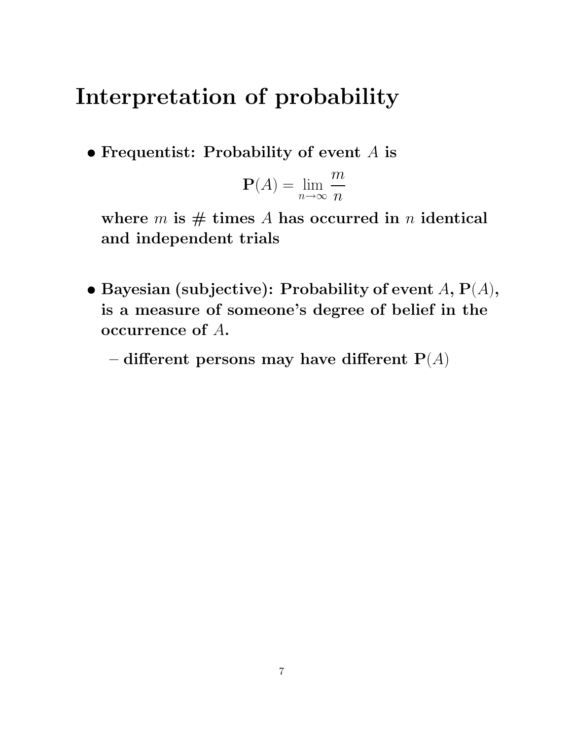# Interpretation of probability

- **Frequentist: Probability of event $A$ is**

$$\mathbf{P}(A) = \lim_{n \to \infty} \frac{m}{n}$$

  **where $m$ is # times $A$ has occurred in $n$ identical and independent trials**

- **Bayesian (subjective): Probability of event $A$, $\mathbf{P}(A)$, is a measure of someone's degree of belief in the occurrence of $A$.**

  – **different persons may have different $\mathbf{P}(A)$**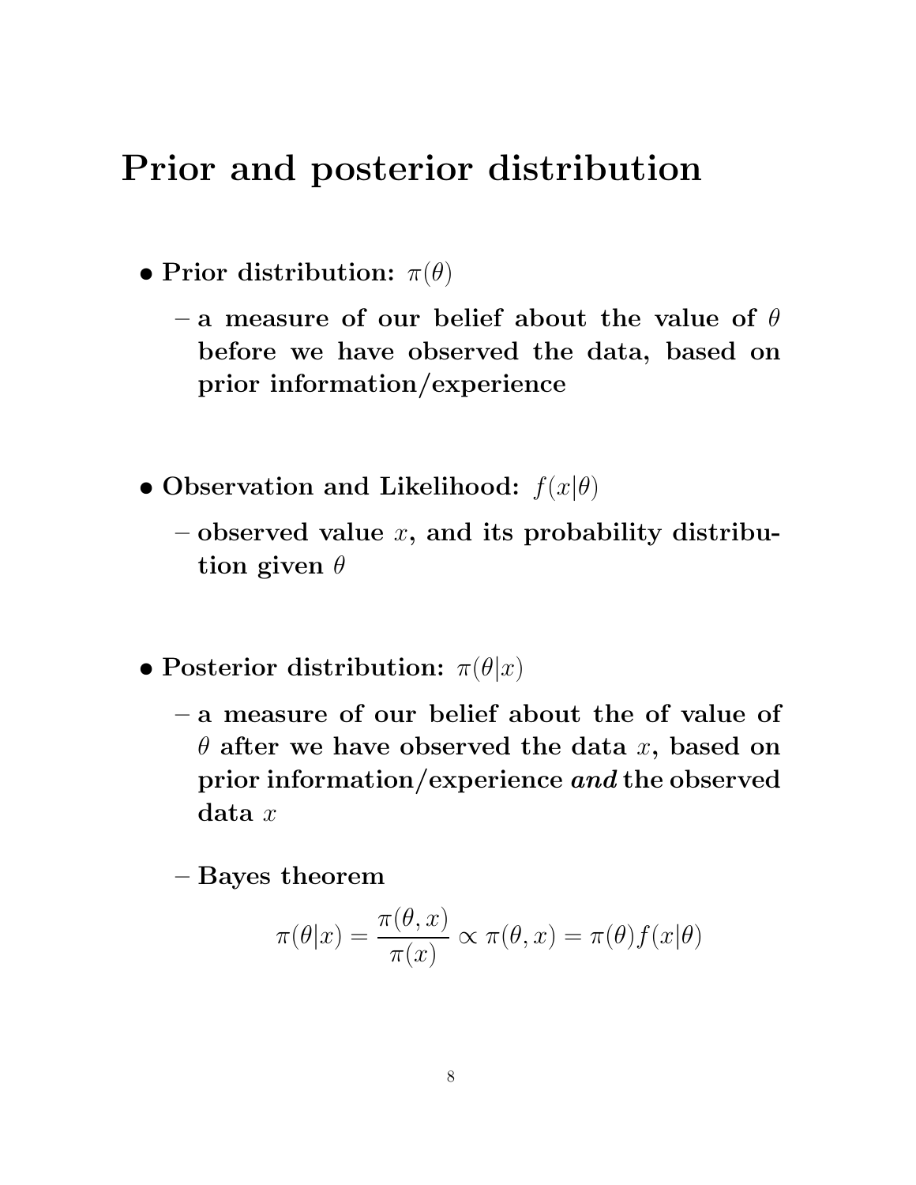# Prior and posterior distribution

- **Prior distribution:** $\pi(\theta)$
  - **a measure of our belief about the value of $\theta$ before we have observed the data, based on prior information/experience**

- **Observation and Likelihood:** $f(x|\theta)$
  - **observed value $x$, and its probability distribution given $\theta$**

- **Posterior distribution:** $\pi(\theta|x)$
  - **a measure of our belief about the of value of $\theta$ after we have observed the data $x$, based on prior information/experience *and* the observed data $x$**
  - **Bayes theorem**

$$\pi(\theta|x) = \frac{\pi(\theta, x)}{\pi(x)} \propto \pi(\theta, x) = \pi(\theta) f(x|\theta)$$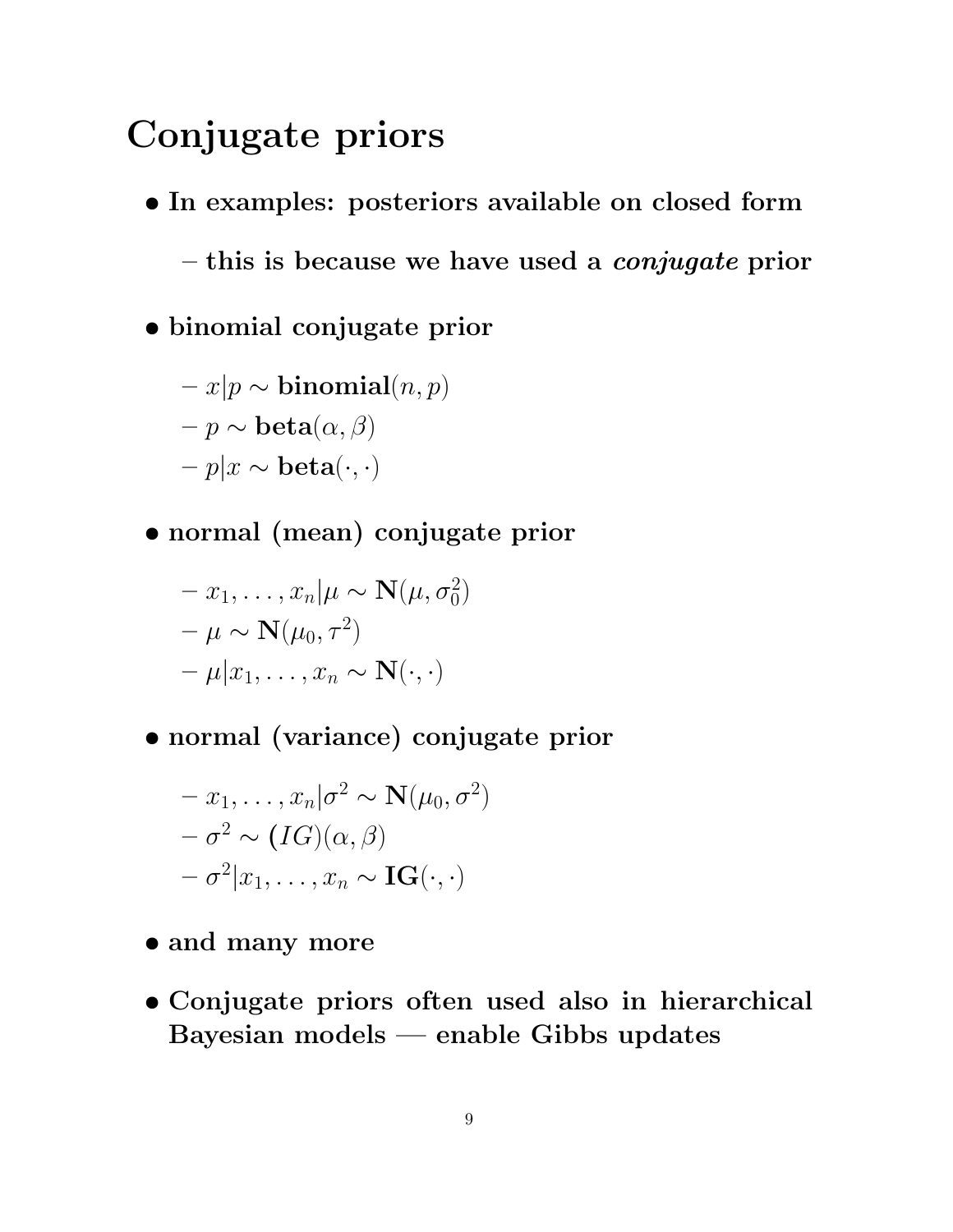# Conjugate priors

- **In examples: posteriors available on closed form**
  - **this is because we have used a *conjugate* prior**
- **binomial conjugate prior**
  - $x|p \sim \textbf{binomial}(n, p)$
  - $p \sim \textbf{beta}(\alpha, \beta)$
  - $p|x \sim \textbf{beta}(\cdot, \cdot)$
- **normal (mean) conjugate prior**
  - $x_1, \ldots, x_n|\mu \sim \mathbf{N}(\mu, \sigma_0^2)$
  - $\mu \sim \mathbf{N}(\mu_0, \tau^2)$
  - $\mu|x_1, \ldots, x_n \sim \mathbf{N}(\cdot, \cdot)$
- **normal (variance) conjugate prior**
  - $x_1, \ldots, x_n|\sigma^2 \sim \mathbf{N}(\mu_0, \sigma^2)$
  - $\sigma^2 \sim \mathbf{(}IG\mathbf{)}(\alpha, \beta)$
  - $\sigma^2|x_1, \ldots, x_n \sim \mathbf{IG}(\cdot, \cdot)$
- **and many more**
- **Conjugate priors often used also in hierarchical Bayesian models — enable Gibbs updates**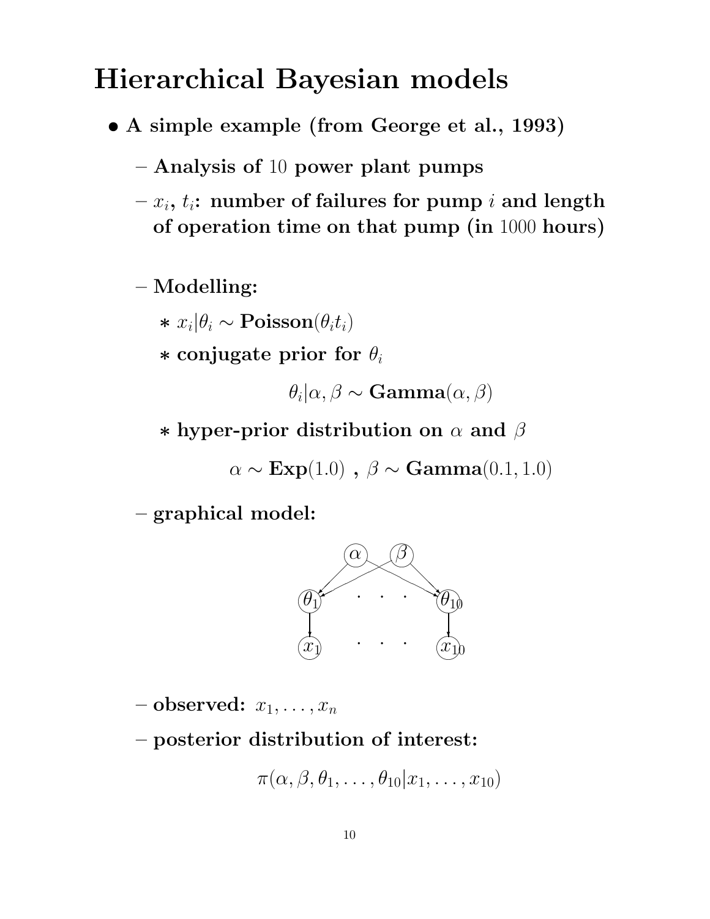# Hierarchical Bayesian models

- **A simple example (from George et al., 1993)**
  - **Analysis of 10 power plant pumps**
  - $x_i$, $t_i$: **number of failures for pump $i$ and length of operation time on that pump (in 1000 hours)**
  - **Modelling:**
    - $x_i|\theta_i \sim \textbf{Poisson}(\theta_i t_i)$
    - **conjugate prior for** $\theta_i$

$$\theta_i|\alpha, \beta \sim \textbf{Gamma}(\alpha, \beta)$$

    - **hyper-prior distribution on** $\alpha$ **and** $\beta$

$$\alpha \sim \textbf{Exp}(1.0) \text{ , } \beta \sim \textbf{Gamma}(0.1, 1.0)$$

  - **graphical model:**

  - **observed:** $x_1, \ldots, x_n$
  - **posterior distribution of interest:**

$$\pi(\alpha, \beta, \theta_1, \ldots, \theta_{10}|x_1, \ldots, x_{10})$$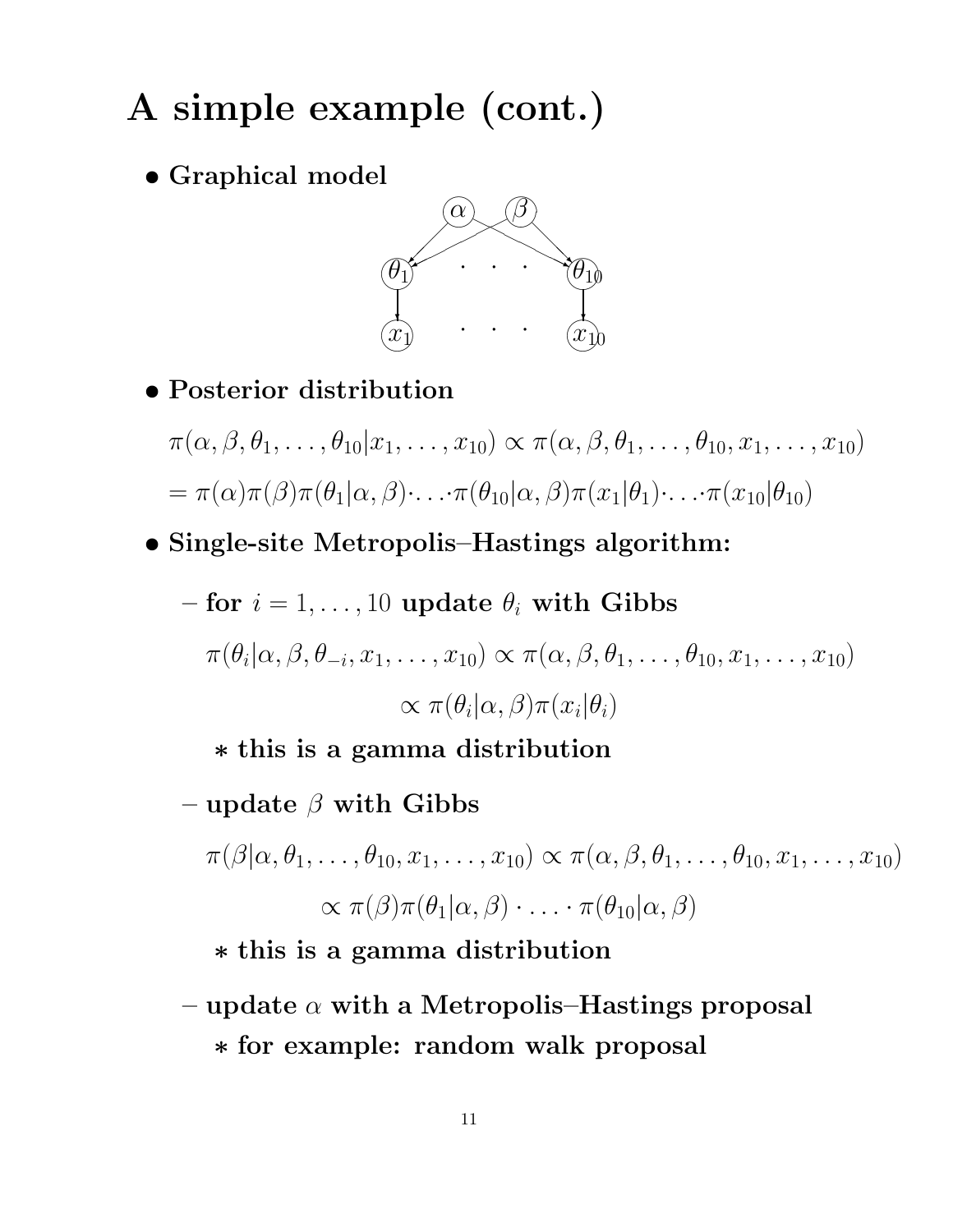# A simple example (cont.)

- **Graphical model**

- **Posterior distribution**

  $\pi(\alpha, \beta, \theta_1, \ldots, \theta_{10} | x_1, \ldots, x_{10}) \propto \pi(\alpha, \beta, \theta_1, \ldots, \theta_{10}, x_1, \ldots, x_{10})$

  $= \pi(\alpha)\pi(\beta)\pi(\theta_1|\alpha, \beta) \cdot \ldots \cdot \pi(\theta_{10}|\alpha, \beta)\pi(x_1|\theta_1) \cdot \ldots \cdot \pi(x_{10}|\theta_{10})$

- **Single-site Metropolis–Hastings algorithm:**

  - **for $i = 1, \ldots, 10$ update $\theta_i$ with Gibbs**

    $$\pi(\theta_i|\alpha, \beta, \theta_{-i}, x_1, \ldots, x_{10}) \propto \pi(\alpha, \beta, \theta_1, \ldots, \theta_{10}, x_1, \ldots, x_{10})$$

    $$\propto \pi(\theta_i|\alpha, \beta)\pi(x_i|\theta_i)$$

    - **this is a gamma distribution**

  - **update $\beta$ with Gibbs**

    $$\pi(\beta|\alpha, \theta_1, \ldots, \theta_{10}, x_1, \ldots, x_{10}) \propto \pi(\alpha, \beta, \theta_1, \ldots, \theta_{10}, x_1, \ldots, x_{10})$$

    $$\propto \pi(\beta)\pi(\theta_1|\alpha, \beta) \cdot \ldots \cdot \pi(\theta_{10}|\alpha, \beta)$$

    - **this is a gamma distribution**

  - **update $\alpha$ with a Metropolis–Hastings proposal**
    - **for example: random walk proposal**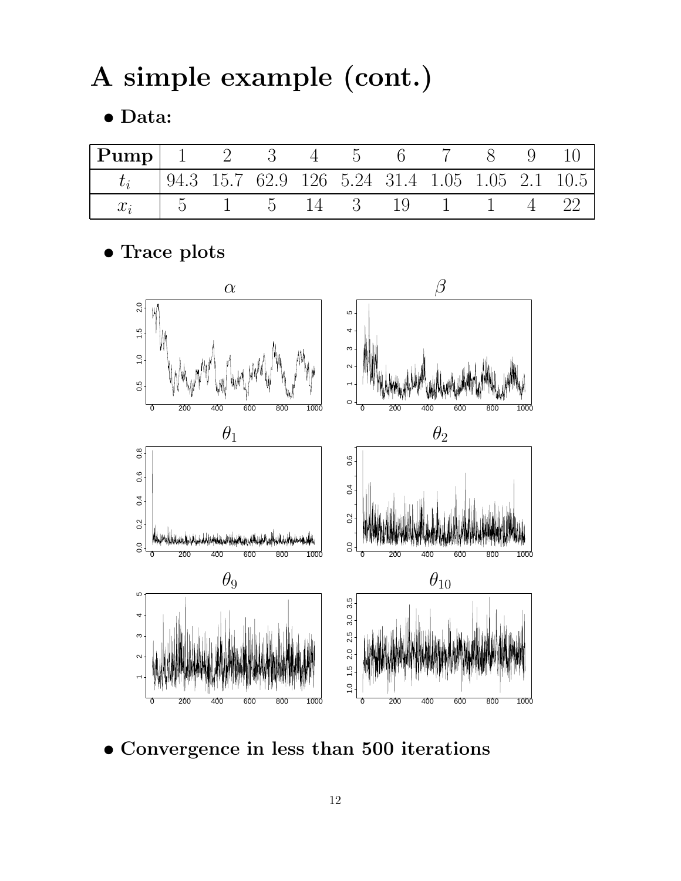# A simple example (cont.)

- **Data:**

| **Pump** | 1 | 2 | 3 | 4 | 5 | 6 | 7 | 8 | 9 | 10 |
|---|---|---|---|---|---|---|---|---|---|---|
| $t_i$ | 94.3 | 15.7 | 62.9 | 126 | 5.24 | 31.4 | 1.05 | 1.05 | 2.1 | 10.5 |
| $x_i$ | 5 | 1 | 5 | 14 | 3 | 19 | 1 | 1 | 4 | 22 |

- **Trace plots**

- **Convergence in less than 500 iterations**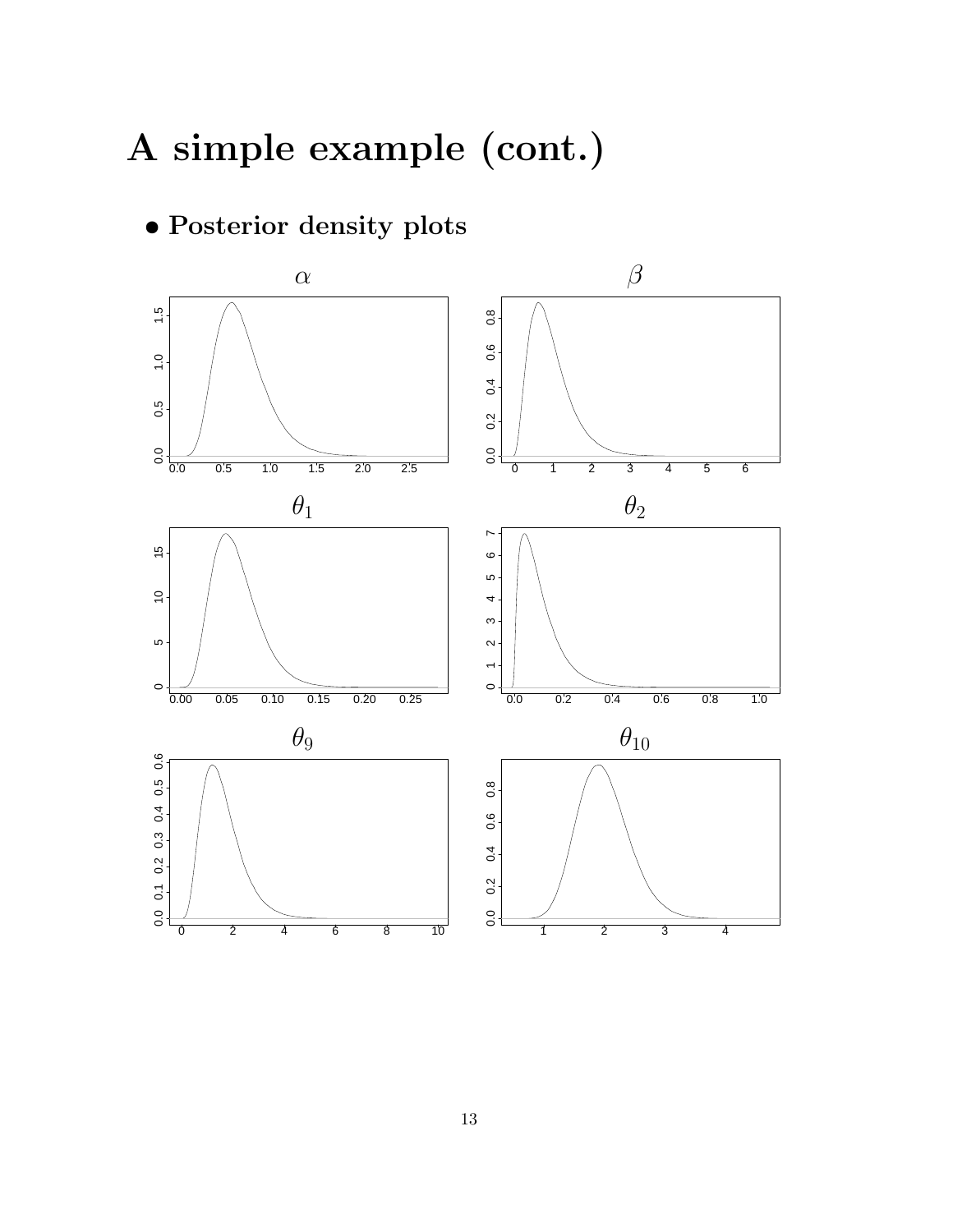# A simple example (cont.)

- **Posterior density plots**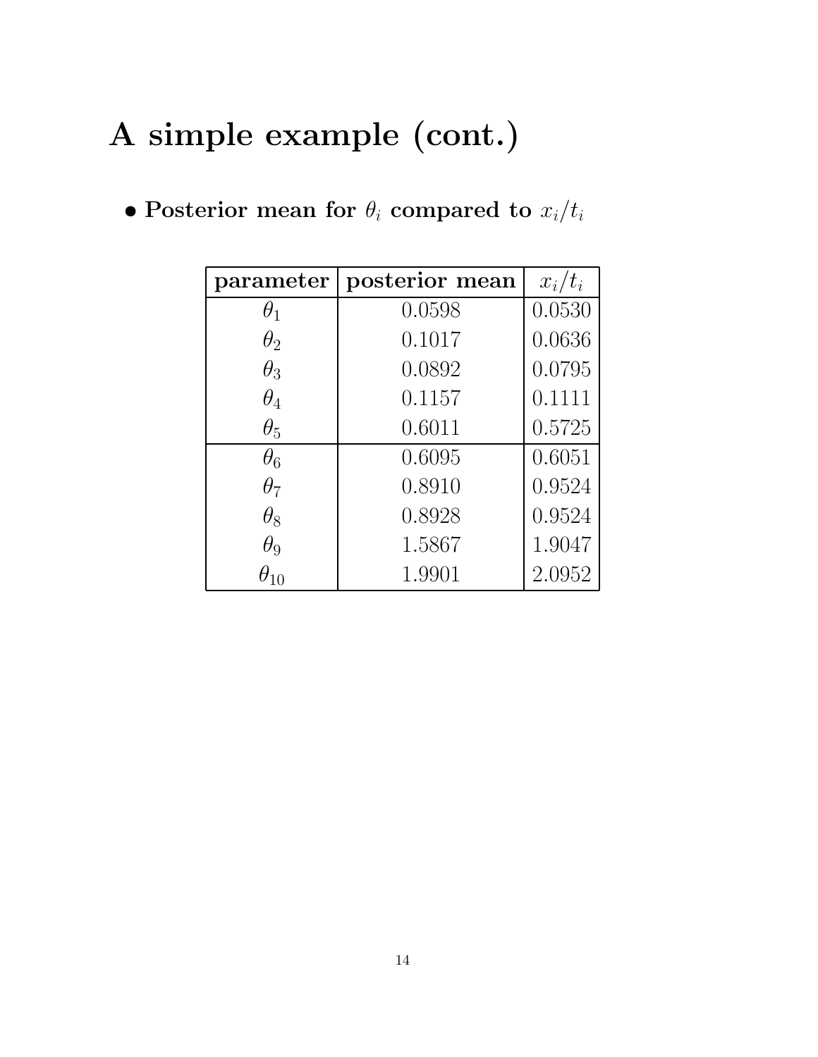# A simple example (cont.)

- **Posterior mean for $\theta_i$ compared to $x_i/t_i$**

| parameter | posterior mean | $x_i/t_i$ |
|---|---|---|
| $\theta_1$ | 0.0598 | 0.0530 |
| $\theta_2$ | 0.1017 | 0.0636 |
| $\theta_3$ | 0.0892 | 0.0795 |
| $\theta_4$ | 0.1157 | 0.1111 |
| $\theta_5$ | 0.6011 | 0.5725 |
| $\theta_6$ | 0.6095 | 0.6051 |
| $\theta_7$ | 0.8910 | 0.9524 |
| $\theta_8$ | 0.8928 | 0.9524 |
| $\theta_9$ | 1.5867 | 1.9047 |
| $\theta_{10}$ | 1.9901 | 2.0952 |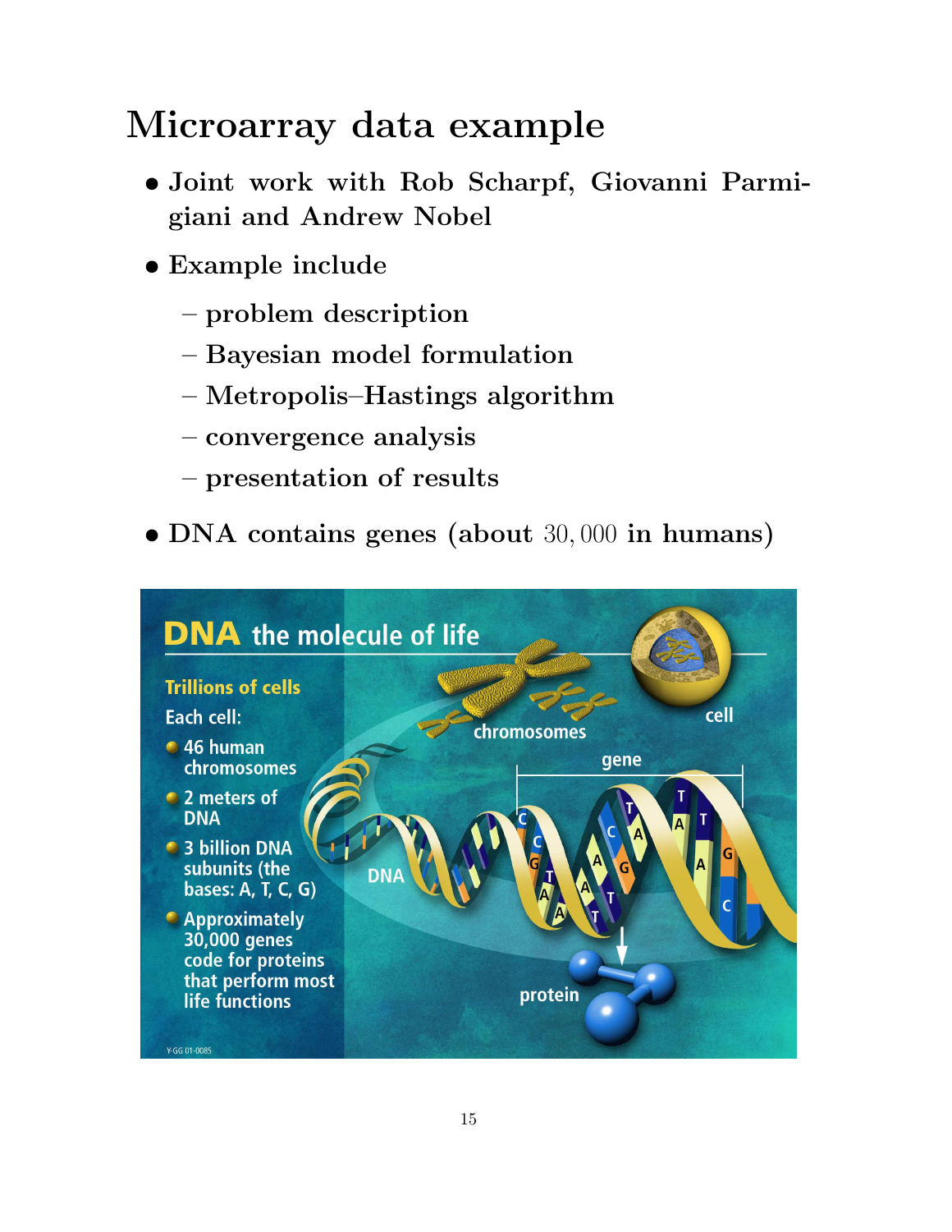# Microarray data example

- Joint work with Rob Scharpf, Giovanni Parmigiani and Andrew Nobel
- Example include
  - problem description
  - Bayesian model formulation
  - Metropolis–Hastings algorithm
  - convergence analysis
  - presentation of results
- DNA contains genes (about 30,000 in humans)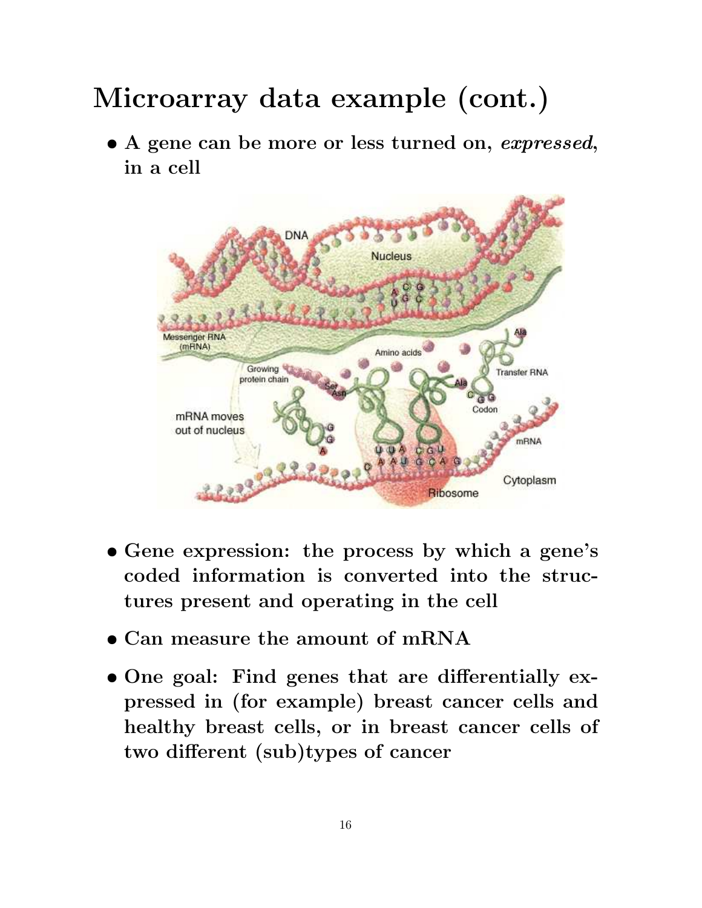# Microarray data example (cont.)

- **A gene can be more or less turned on, *expressed*, in a cell**

- **Gene expression: the process by which a gene's coded information is converted into the structures present and operating in the cell**

- **Can measure the amount of mRNA**

- **One goal: Find genes that are differentially expressed in (for example) breast cancer cells and healthy breast cells, or in breast cancer cells of two different (sub)types of cancer**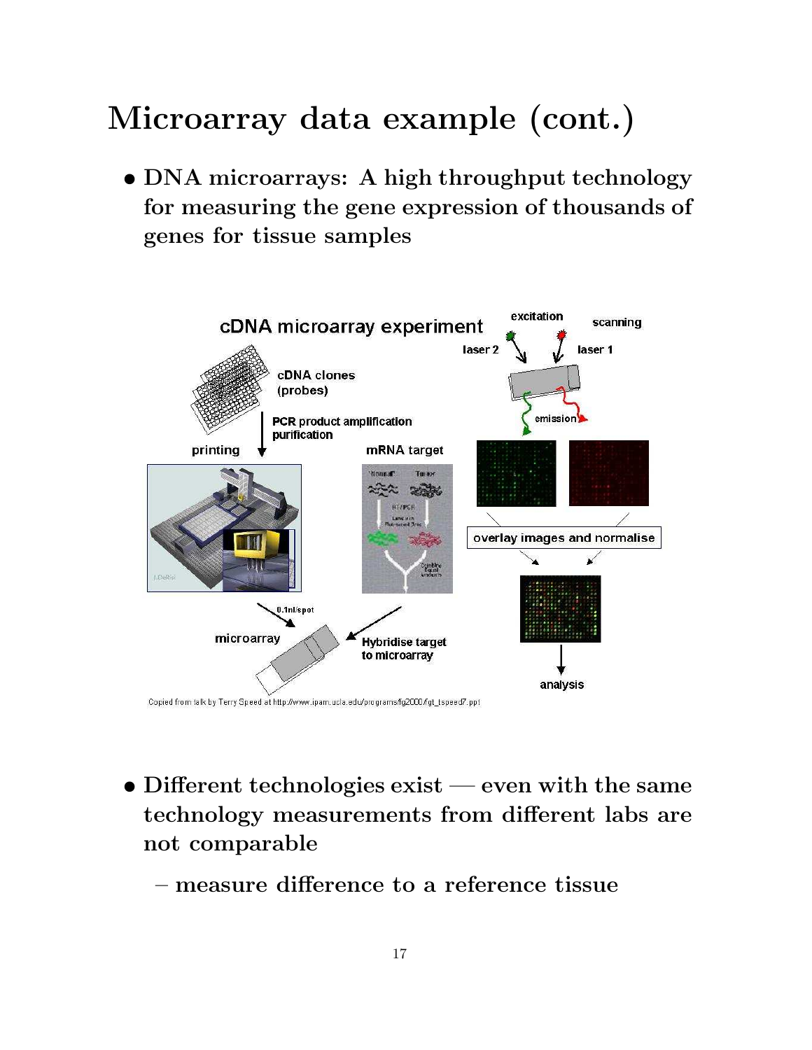# Microarray data example (cont.)

- **DNA microarrays: A high throughput technology for measuring the gene expression of thousands of genes for tissue samples**

- **Different technologies exist — even with the same technology measurements from different labs are not comparable**
  - **measure difference to a reference tissue**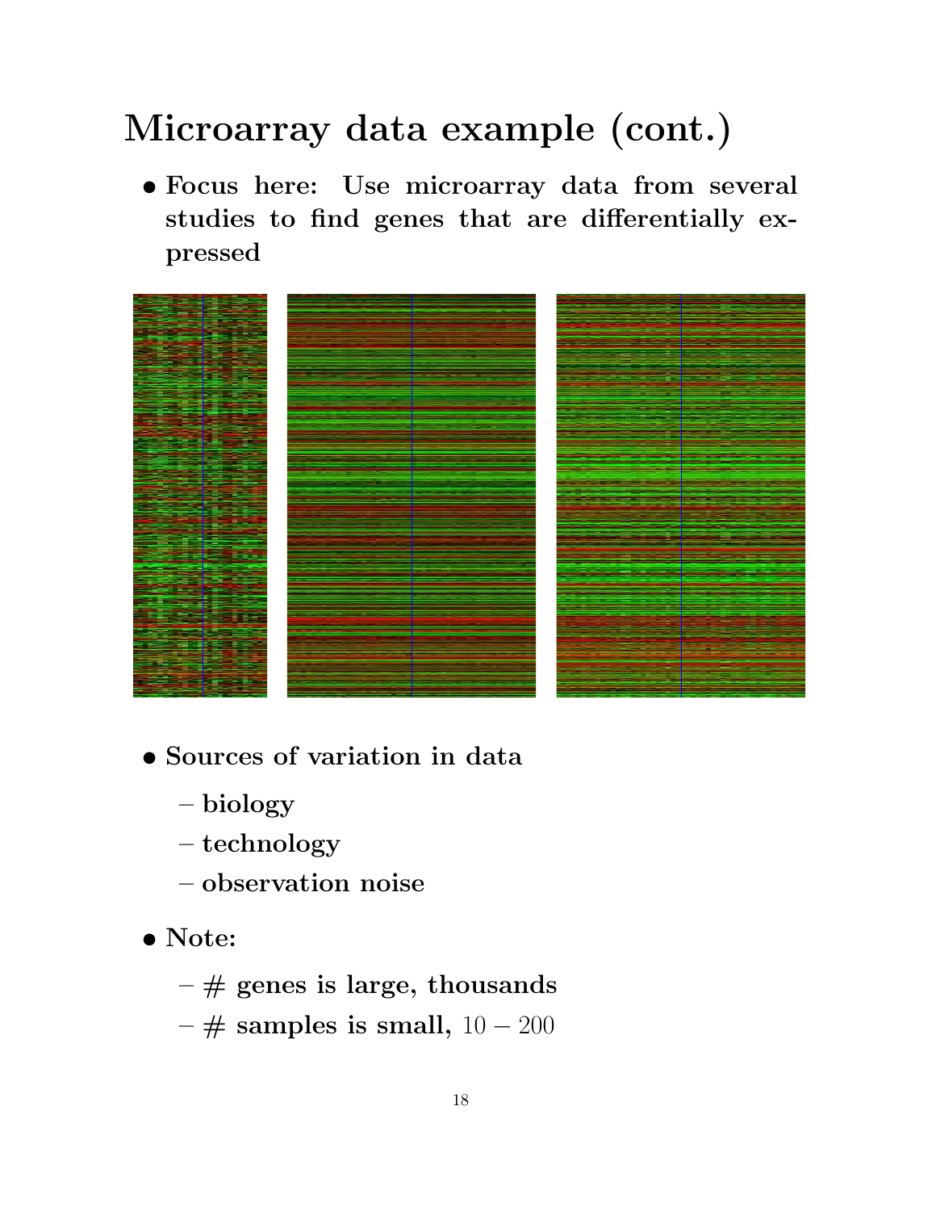# Microarray data example (cont.)

- **Focus here: Use microarray data from several studies to find genes that are differentially expressed**

- **Sources of variation in data**
  - **biology**
  - **technology**
  - **observation noise**

- **Note:**
  - **# genes is large, thousands**
  - **# samples is small,** $10 - 200$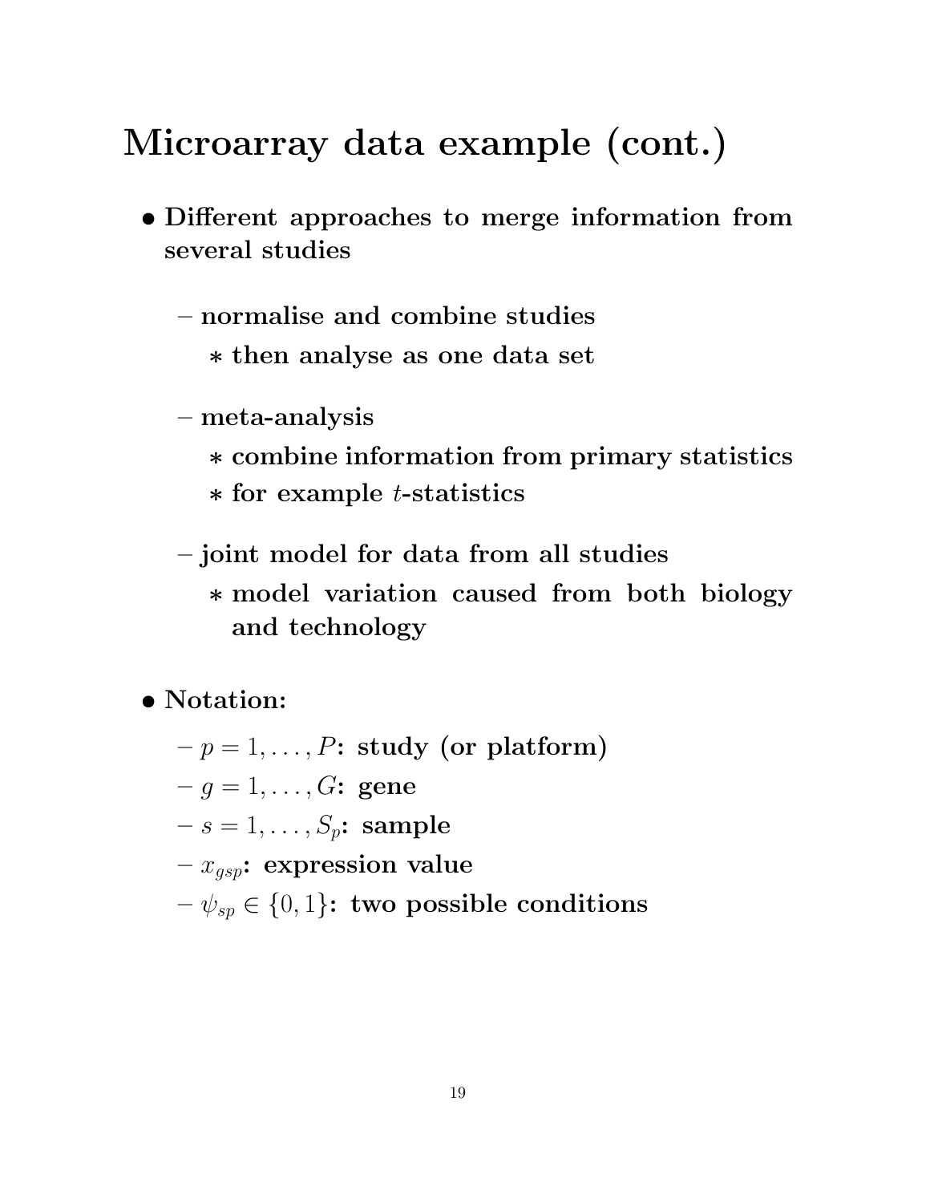# Microarray data example (cont.)

- **Different approaches to merge information from several studies**
  - **normalise and combine studies**
    - **then analyse as one data set**
  - **meta-analysis**
    - **combine information from primary statistics**
    - **for example $t$-statistics**
  - **joint model for data from all studies**
    - **model variation caused from both biology and technology**

- **Notation:**
  - $p = 1, \ldots, P$**: study (or platform)**
  - $g = 1, \ldots, G$**: gene**
  - $s = 1, \ldots, S_p$**: sample**
  - $x_{gsp}$**: expression value**
  - $\psi_{sp} \in \{0, 1\}$**: two possible conditions**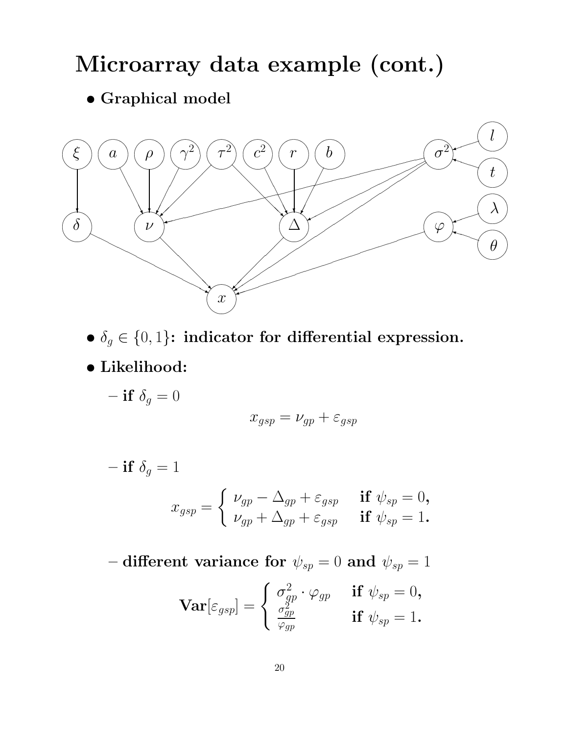# Microarray data example (cont.)

- **Graphical model**

- $\delta_g \in \{0, 1\}$**: indicator for differential expression.**

- **Likelihood:**

  - **if** $\delta_g = 0$

$$x_{gsp} = \nu_{gp} + \varepsilon_{gsp}$$

  - **if** $\delta_g = 1$

$$x_{gsp} = \begin{cases} \nu_{gp} - \Delta_{gp} + \varepsilon_{gsp} & \textbf{if } \psi_{sp} = 0, \\ \nu_{gp} + \Delta_{gp} + \varepsilon_{gsp} & \textbf{if } \psi_{sp} = 1. \end{cases}$$

  - **different variance for** $\psi_{sp} = 0$ **and** $\psi_{sp} = 1$

$$\mathbf{Var}[\varepsilon_{gsp}] = \begin{cases} \sigma_{gp}^2 \cdot \varphi_{gp} & \textbf{if } \psi_{sp} = 0, \\ \frac{\sigma_{gp}^2}{\varphi_{gp}} & \textbf{if } \psi_{sp} = 1. \end{cases}$$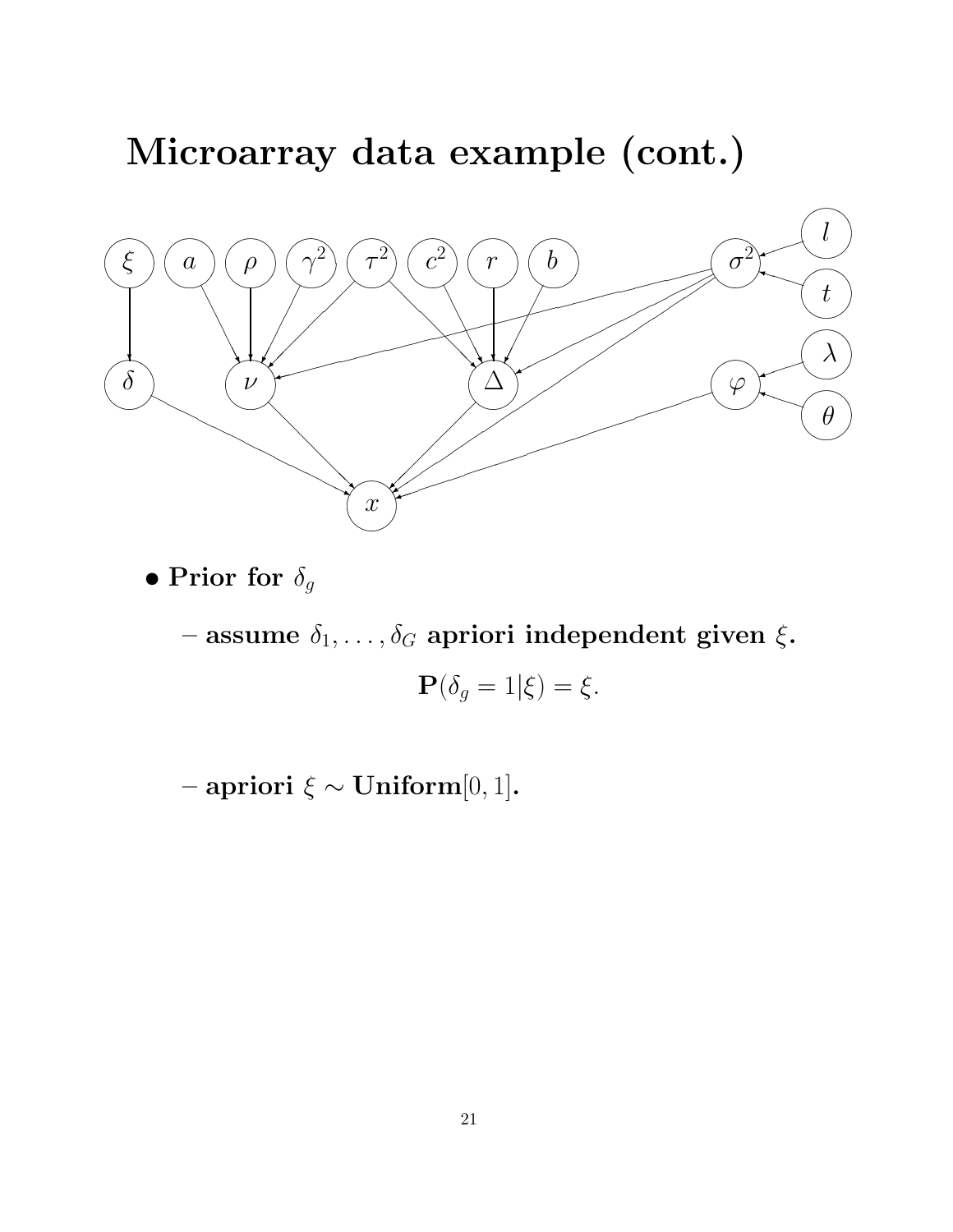# Microarray data example (cont.)

- **Prior for $\delta_g$**
  - **assume $\delta_1, \ldots, \delta_G$ apriori independent given $\xi$.**

$$\mathbf{P}(\delta_g = 1|\xi) = \xi.$$

  - **apriori $\xi \sim$ Uniform$[0, 1]$.**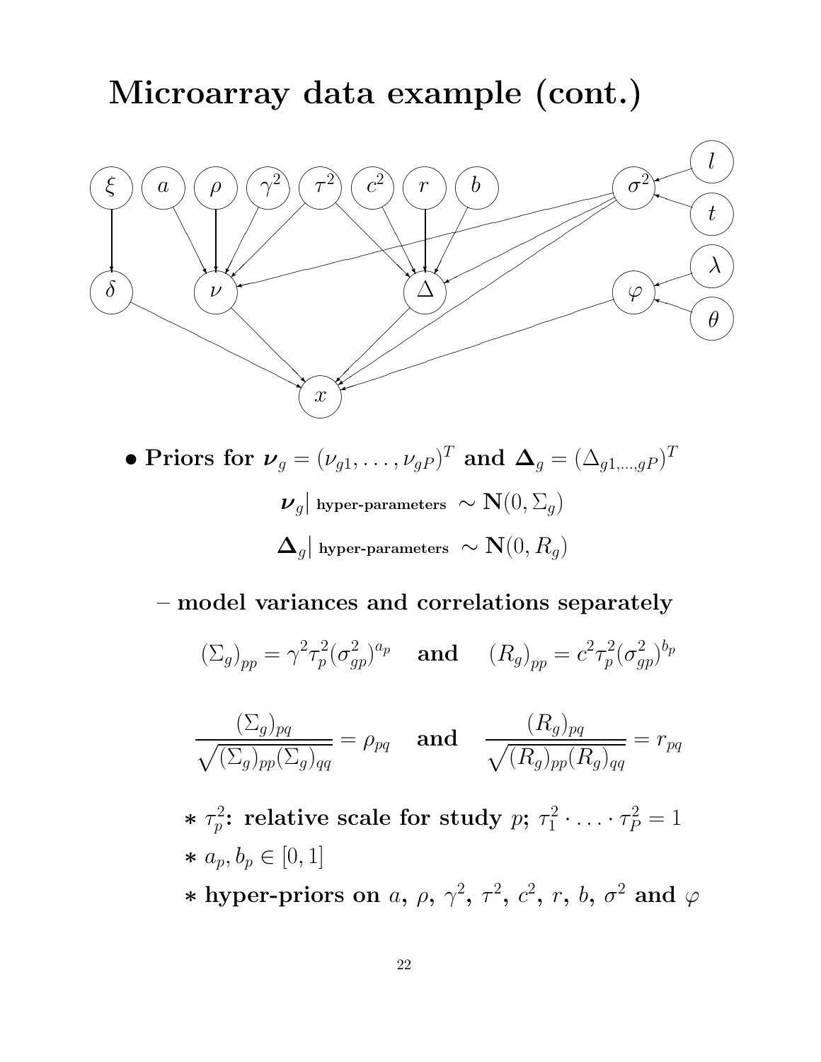# Microarray data example (cont.)

- **Priors for $\boldsymbol{\nu}_g = (\nu_{g1}, \ldots, \nu_{gP})^T$ and $\boldsymbol{\Delta}_g = (\Delta_{g1,\ldots,gP})^T$**

$$\boldsymbol{\nu}_g \big|_{\text{ hyper-parameters}} \sim \mathbf{N}(0, \Sigma_g)$$

$$\boldsymbol{\Delta}_g \big|_{\text{ hyper-parameters}} \sim \mathbf{N}(0, R_g)$$

  - **model variances and correlations separately**

$$(\Sigma_g)_{pp} = \gamma^2 \tau_p^2 (\sigma_{gp}^2)^{a_p} \quad \textbf{and} \quad (R_g)_{pp} = c^2 \tau_p^2 (\sigma_{gp}^2)^{b_p}$$

$$\frac{(\Sigma_g)_{pq}}{\sqrt{(\Sigma_g)_{pp}(\Sigma_g)_{qq}}} = \rho_{pq} \quad \textbf{and} \quad \frac{(R_g)_{pq}}{\sqrt{(R_g)_{pp}(R_g)_{qq}}} = r_{pq}$$

    * $\tau_p^2$: **relative scale for study** $p$; $\tau_1^2 \cdot \ldots \cdot \tau_P^2 = 1$
    * $a_p, b_p \in [0, 1]$
    * **hyper-priors on** $a$, $\rho$, $\gamma^2$, $\tau^2$, $c^2$, $r$, $b$, $\sigma^2$ **and** $\varphi$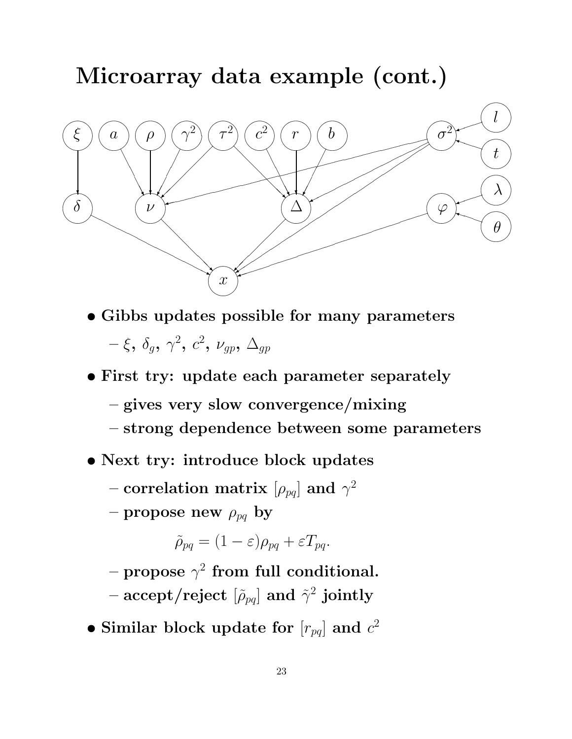# Microarray data example (cont.)

- **Gibbs updates possible for many parameters**
  - $\xi$, $\delta_g$, $\gamma^2$, $c^2$, $\nu_{gp}$, $\Delta_{gp}$
- **First try: update each parameter separately**
  - **gives very slow convergence/mixing**
  - **strong dependence between some parameters**
- **Next try: introduce block updates**
  - **correlation matrix $[\rho_{pq}]$ and $\gamma^2$**
  - **propose new $\rho_{pq}$ by**

$$\tilde{\rho}_{pq} = (1 - \varepsilon)\rho_{pq} + \varepsilon T_{pq}.$$

  - **propose $\gamma^2$ from full conditional.**
  - **accept/reject $[\tilde{\rho}_{pq}]$ and $\tilde{\gamma}^2$ jointly**
- **Similar block update for $[r_{pq}]$ and $c^2$**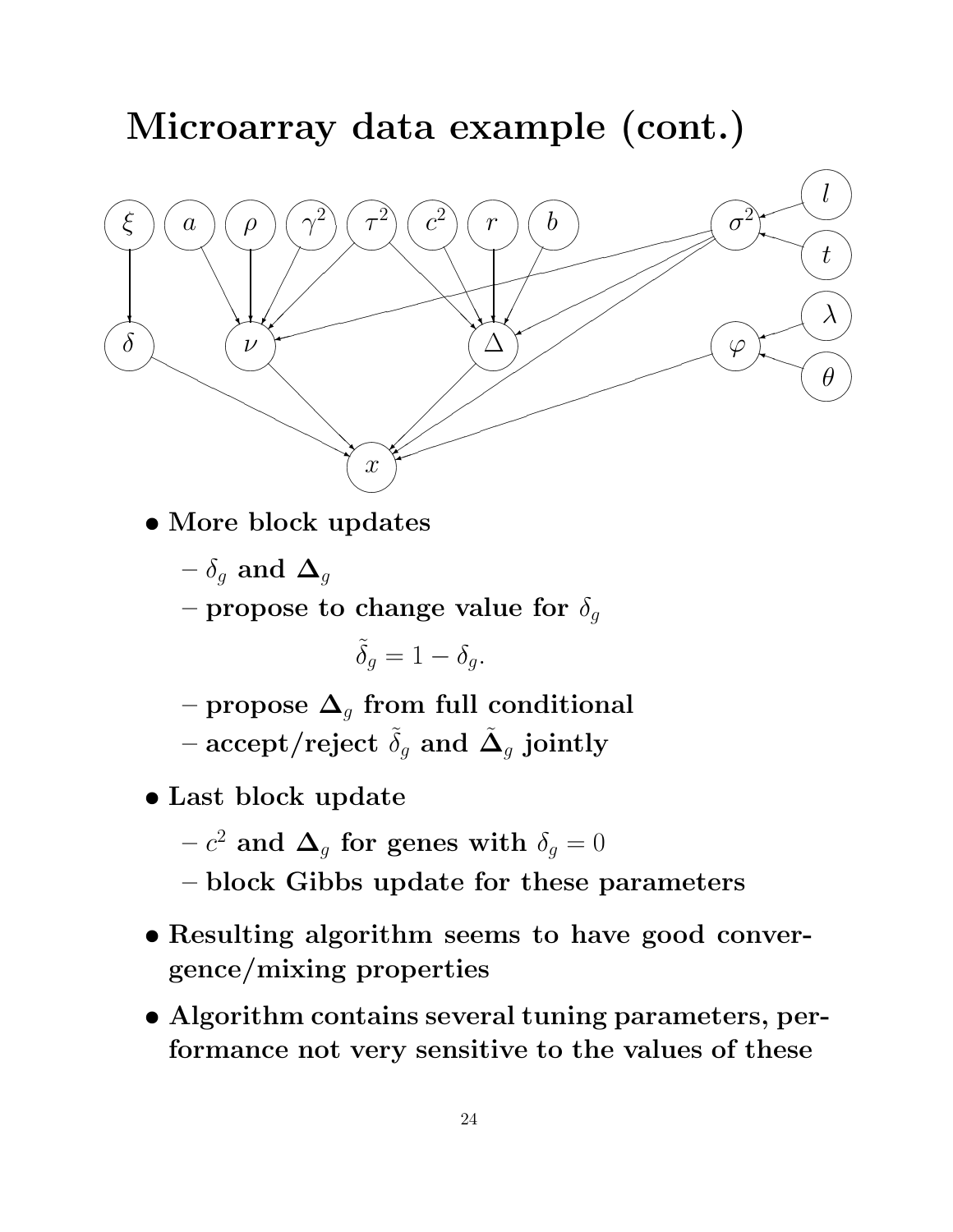# Microarray data example (cont.)

- **More block updates**
  - $\delta_g$ **and** $\mathbf{\Delta}_g$
  - **propose to change value for** $\delta_g$

    $$\tilde{\delta}_g = 1 - \delta_g.$$

  - **propose** $\mathbf{\Delta}_g$ **from full conditional**
  - **accept/reject** $\tilde{\delta}_g$ **and** $\tilde{\mathbf{\Delta}}_g$ **jointly**
- **Last block update**
  - $c^2$ **and** $\mathbf{\Delta}_g$ **for genes with** $\delta_g = 0$
  - **block Gibbs update for these parameters**
- **Resulting algorithm seems to have good convergence/mixing properties**
- **Algorithm contains several tuning parameters, performance not very sensitive to the values of these**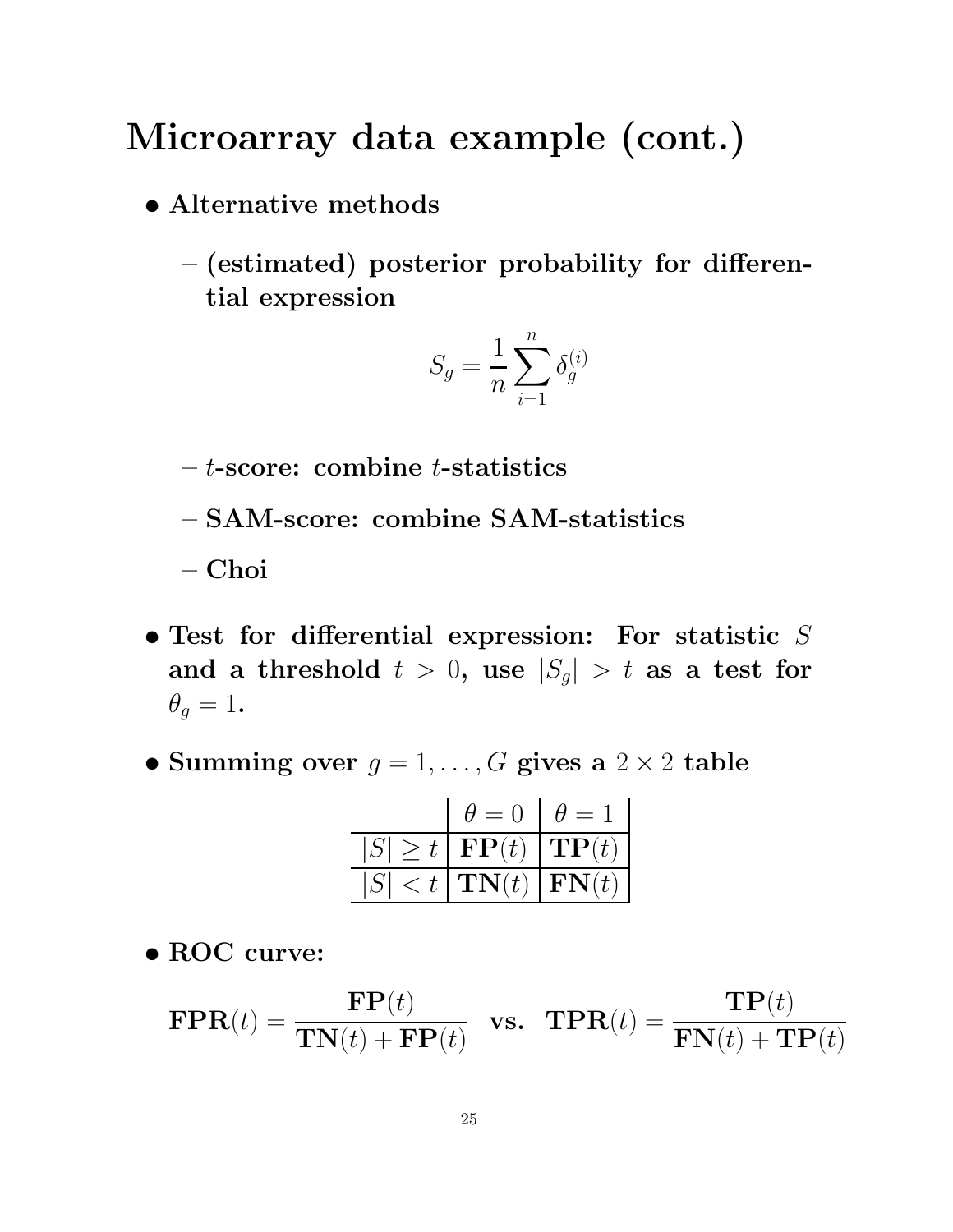# Microarray data example (cont.)

- **Alternative methods**
  - **(estimated) posterior probability for differential expression**

$$S_g = \frac{1}{n} \sum_{i=1}^{n} \delta_g^{(i)}$$

  - **$t$-score: combine $t$-statistics**
  - **SAM-score: combine SAM-statistics**
  - **Choi**

- **Test for differential expression: For statistic $S$ and a threshold $t > 0$, use $|S_g| > t$ as a test for $\theta_g = 1$.**

- **Summing over $g = 1, \ldots, G$ gives a $2 \times 2$ table**

| | $\theta = 0$ | $\theta = 1$ |
|---|---|---|
| $\lvert S \rvert \geq t$ | $\mathbf{FP}(t)$ | $\mathbf{TP}(t)$ |
| $\lvert S \rvert < t$ | $\mathbf{TN}(t)$ | $\mathbf{FN}(t)$ |

- **ROC curve:**

$$\mathbf{FPR}(t) = \frac{\mathbf{FP}(t)}{\mathbf{TN}(t) + \mathbf{FP}(t)} \quad \textbf{vs.} \quad \mathbf{TPR}(t) = \frac{\mathbf{TP}(t)}{\mathbf{FN}(t) + \mathbf{TP}(t)}$$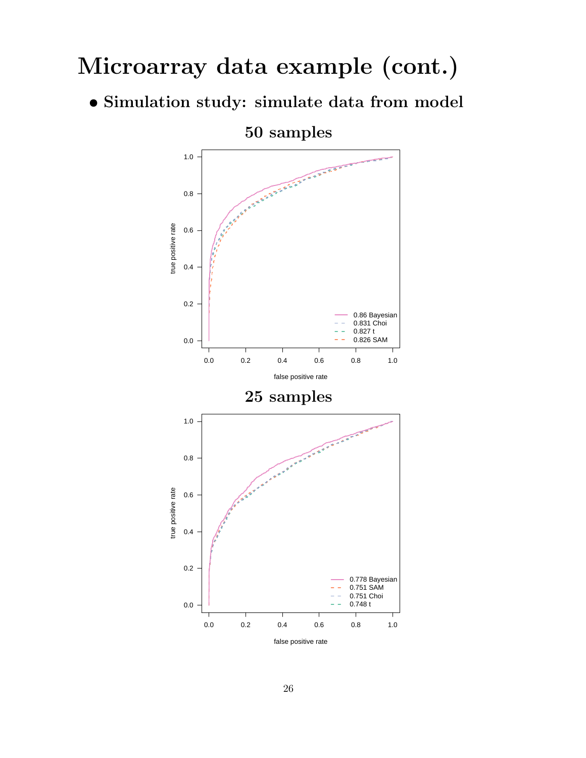# Microarray data example (cont.)

- **Simulation study: simulate data from model**

### 50 samples

### 25 samples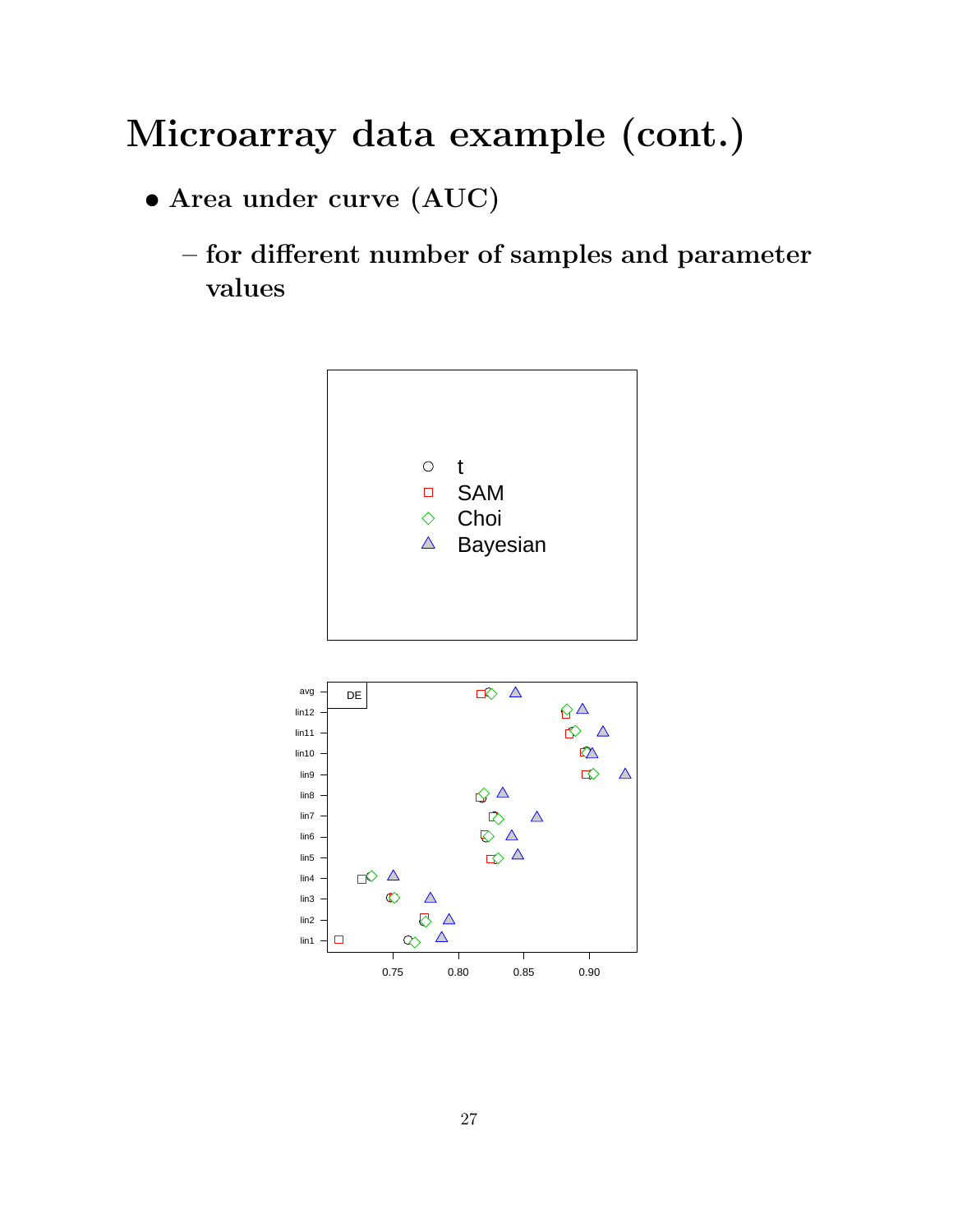# Microarray data example (cont.)

- **Area under curve (AUC)**
  - **for different number of samples and parameter values**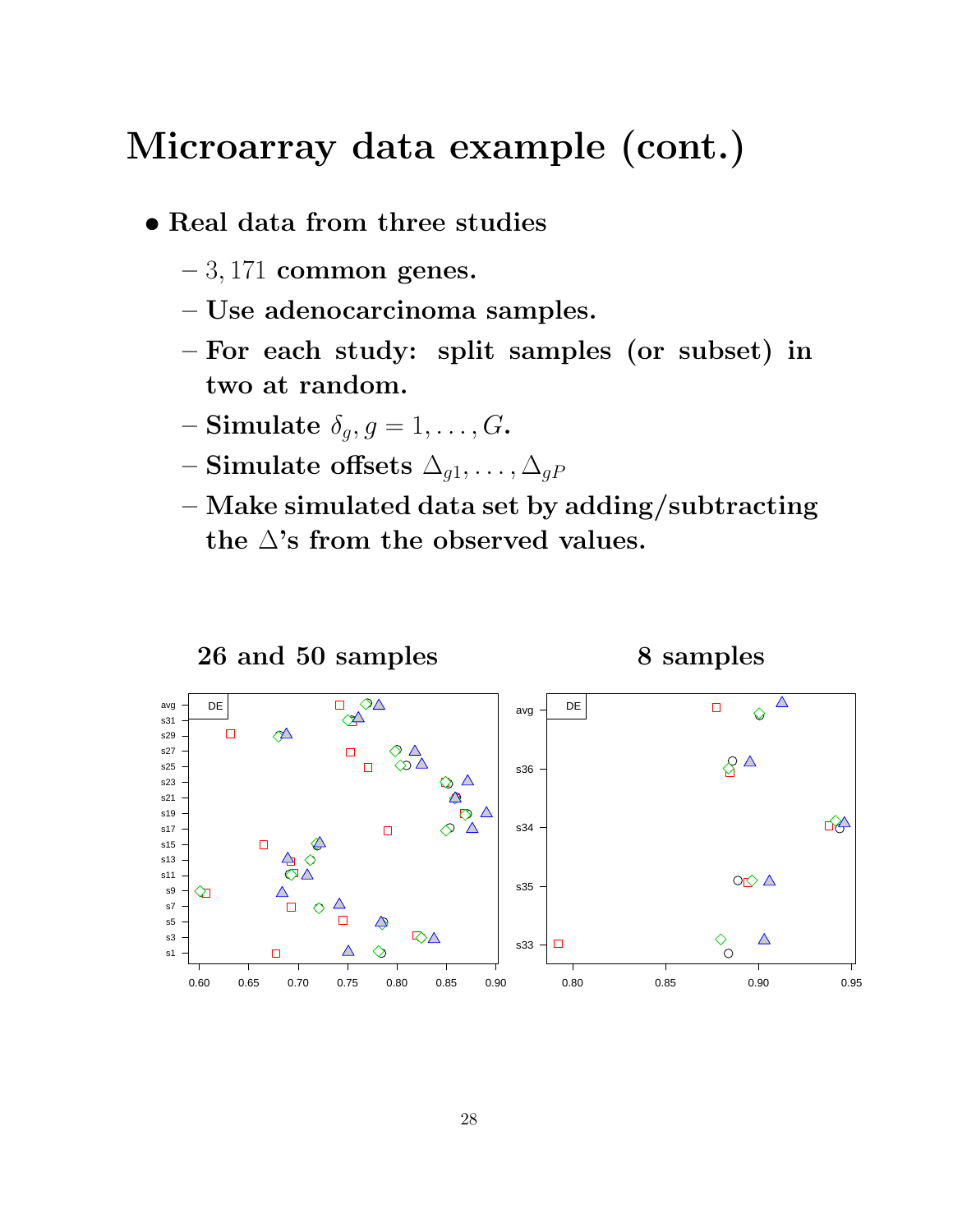# Microarray data example (cont.)

- **Real data from three studies**
  - $3,171$ **common genes.**
  - **Use adenocarcinoma samples.**
  - **For each study: split samples (or subset) in two at random.**
  - **Simulate** $\delta_g, g = 1, \ldots, G$**.**
  - **Simulate offsets** $\Delta_{g1}, \ldots, \Delta_{gP}$
  - **Make simulated data set by adding/subtracting the** $\Delta$**'s from the observed values.**

**26 and 50 samples** **8 samples**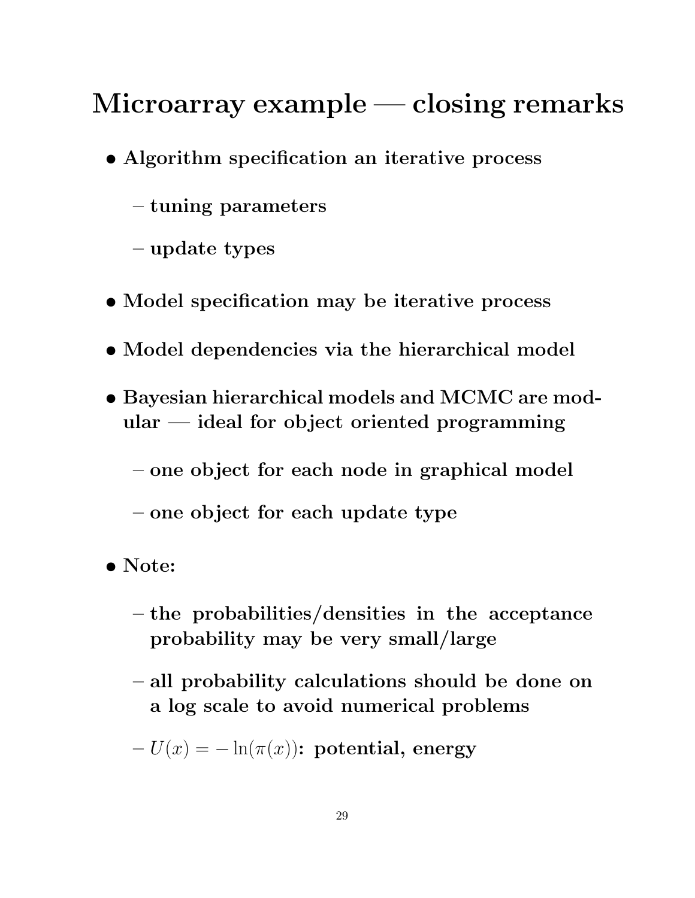# Microarray example — closing remarks

- Algorithm specification an iterative process
  - tuning parameters
  - update types
- Model specification may be iterative process
- Model dependencies via the hierarchical model
- Bayesian hierarchical models and MCMC are modular — ideal for object oriented programming
  - one object for each node in graphical model
  - one object for each update type
- Note:
  - the probabilities/densities in the acceptance probability may be very small/large
  - all probability calculations should be done on a log scale to avoid numerical problems
  - $U(x) = -\ln(\pi(x))$: potential, energy